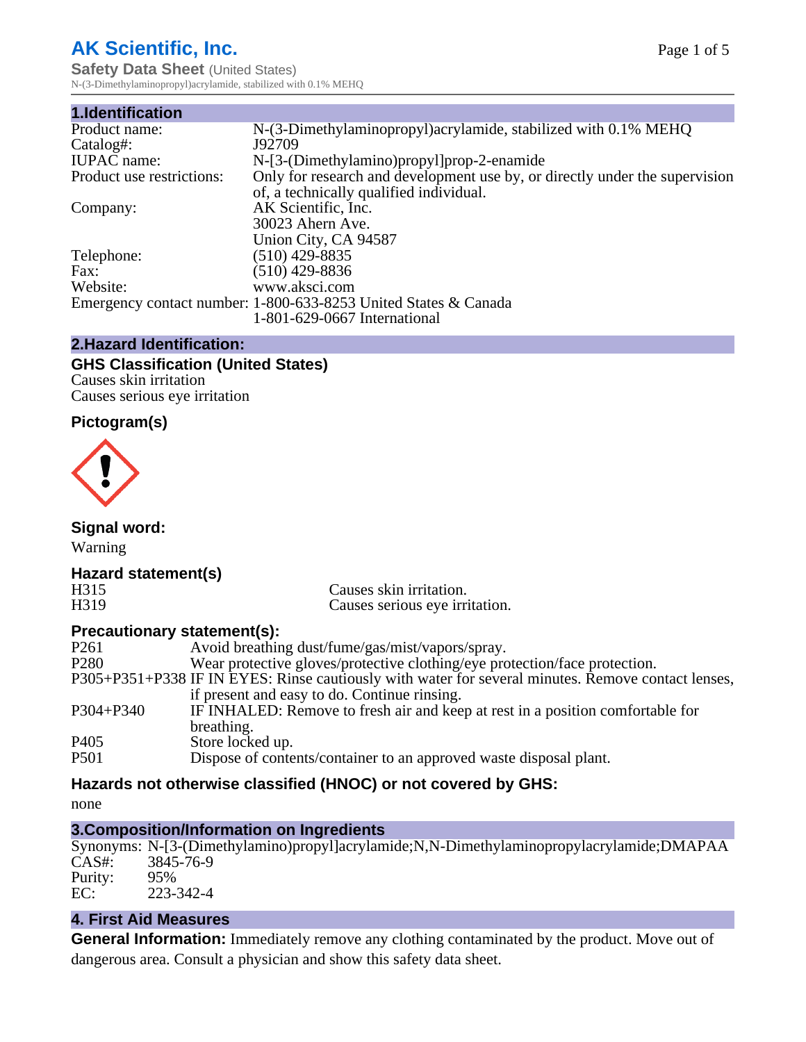# AK Scientific, Inc.

**Safety Data Sheet** (United States)
N-(3-Dimethylaminopropyl)acrylamide, stabilized with 0.1% MEHQ

## 1.Identification

| | |
|---|---|
| Product name: | N-(3-Dimethylaminopropyl)acrylamide, stabilized with 0.1% MEHQ |
| Catalog#: | J92709 |
| IUPAC name: | N-[3-(Dimethylamino)propyl]prop-2-enamide |
| Product use restrictions: | Only for research and development use by, or directly under the supervision of, a technically qualified individual. |
| Company: | AK Scientific, Inc.<br>30023 Ahern Ave.<br>Union City, CA 94587 |
| Telephone: | (510) 429-8835 |
| Fax: | (510) 429-8836 |
| Website: | www.aksci.com |
| Emergency contact number: | 1-800-633-8253 United States & Canada<br>1-801-629-0667 International |

## 2.Hazard Identification:

### GHS Classification (United States)

Causes skin irritation
Causes serious eye irritation

### Pictogram(s)

### Signal word:

Warning

### Hazard statement(s)

| | |
|---|---|
| H315 | Causes skin irritation. |
| H319 | Causes serious eye irritation. |

### Precautionary statement(s):

| | |
|---|---|
| P261 | Avoid breathing dust/fume/gas/mist/vapors/spray. |
| P280 | Wear protective gloves/protective clothing/eye protection/face protection. |
| P305+P351+P338 | IF IN EYES: Rinse cautiously with water for several minutes. Remove contact lenses, if present and easy to do. Continue rinsing. |
| P304+P340 | IF INHALED: Remove to fresh air and keep at rest in a position comfortable for breathing. |
| P405 | Store locked up. |
| P501 | Dispose of contents/container to an approved waste disposal plant. |

### Hazards not otherwise classified (HNOC) or not covered by GHS:

none

## 3.Composition/Information on Ingredients

| | |
|---|---|
| Synonyms: | N-[3-(Dimethylamino)propyl]acrylamide;N,N-Dimethylaminopropylacrylamide;DMAPAA |
| CAS#: | 3845-76-9 |
| Purity: | 95% |
| EC: | 223-342-4 |

## 4. First Aid Measures

**General Information:** Immediately remove any clothing contaminated by the product. Move out of dangerous area. Consult a physician and show this safety data sheet.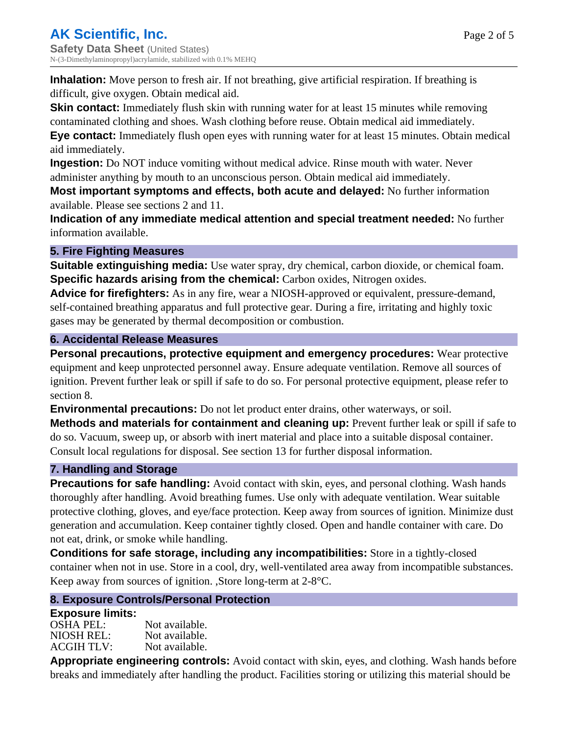**Inhalation:** Move person to fresh air. If not breathing, give artificial respiration. If breathing is difficult, give oxygen. Obtain medical aid.

**Skin contact:** Immediately flush skin with running water for at least 15 minutes while removing contaminated clothing and shoes. Wash clothing before reuse. Obtain medical aid immediately.

**Eye contact:** Immediately flush open eyes with running water for at least 15 minutes. Obtain medical aid immediately.

**Ingestion:** Do NOT induce vomiting without medical advice. Rinse mouth with water. Never administer anything by mouth to an unconscious person. Obtain medical aid immediately.

**Most important symptoms and effects, both acute and delayed:** No further information available. Please see sections 2 and 11.

**Indication of any immediate medical attention and special treatment needed:** No further information available.

## 5. Fire Fighting Measures

**Suitable extinguishing media:** Use water spray, dry chemical, carbon dioxide, or chemical foam.

**Specific hazards arising from the chemical:** Carbon oxides, Nitrogen oxides.

**Advice for firefighters:** As in any fire, wear a NIOSH-approved or equivalent, pressure-demand, self-contained breathing apparatus and full protective gear. During a fire, irritating and highly toxic gases may be generated by thermal decomposition or combustion.

## 6. Accidental Release Measures

**Personal precautions, protective equipment and emergency procedures:** Wear protective equipment and keep unprotected personnel away. Ensure adequate ventilation. Remove all sources of ignition. Prevent further leak or spill if safe to do so. For personal protective equipment, please refer to section 8.

**Environmental precautions:** Do not let product enter drains, other waterways, or soil.

**Methods and materials for containment and cleaning up:** Prevent further leak or spill if safe to do so. Vacuum, sweep up, or absorb with inert material and place into a suitable disposal container. Consult local regulations for disposal. See section 13 for further disposal information.

## 7. Handling and Storage

**Precautions for safe handling:** Avoid contact with skin, eyes, and personal clothing. Wash hands thoroughly after handling. Avoid breathing fumes. Use only with adequate ventilation. Wear suitable protective clothing, gloves, and eye/face protection. Keep away from sources of ignition. Minimize dust generation and accumulation. Keep container tightly closed. Open and handle container with care. Do not eat, drink, or smoke while handling.

**Conditions for safe storage, including any incompatibilities:** Store in a tightly-closed container when not in use. Store in a cool, dry, well-ventilated area away from incompatible substances. Keep away from sources of ignition. ,Store long-term at 2-8°C.

## 8. Exposure Controls/Personal Protection

**Exposure limits:**

| | |
|---|---|
| OSHA PEL: | Not available. |
| NIOSH REL: | Not available. |
| ACGIH TLV: | Not available. |

**Appropriate engineering controls:** Avoid contact with skin, eyes, and clothing. Wash hands before breaks and immediately after handling the product. Facilities storing or utilizing this material should be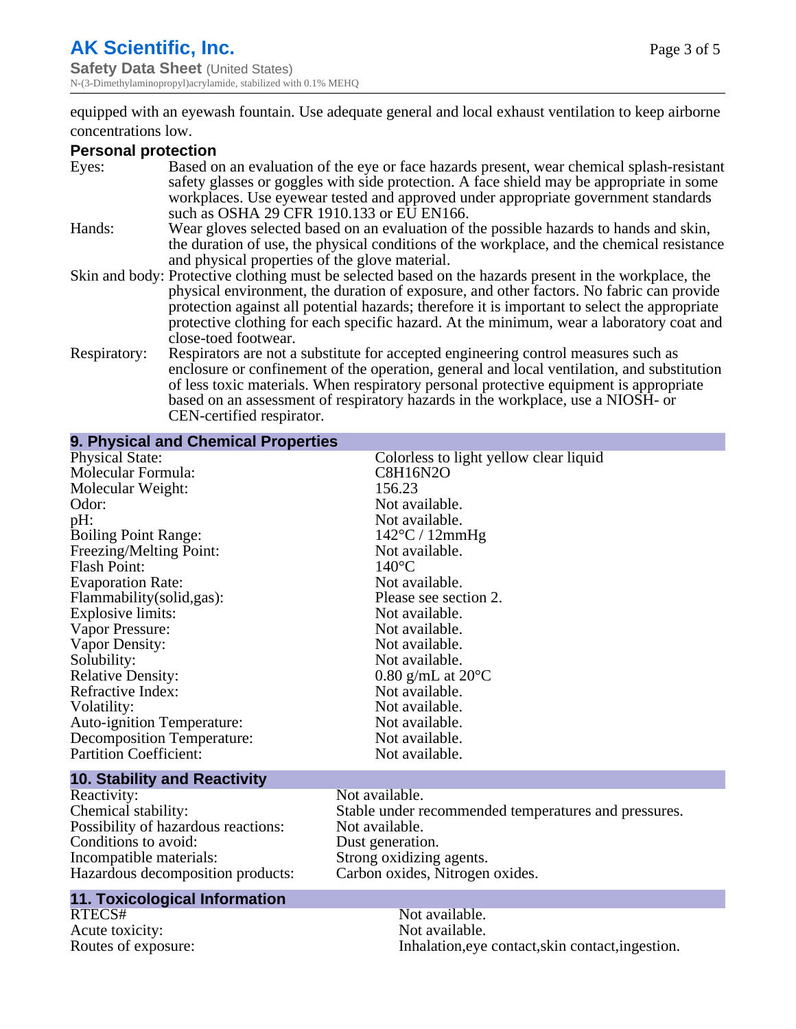equipped with an eyewash fountain. Use adequate general and local exhaust ventilation to keep airborne concentrations low.

### Personal protection

| | |
|---|---|
| Eyes: | Based on an evaluation of the eye or face hazards present, wear chemical splash-resistant safety glasses or goggles with side protection. A face shield may be appropriate in some workplaces. Use eyewear tested and approved under appropriate government standards such as OSHA 29 CFR 1910.133 or EU EN166. |
| Hands: | Wear gloves selected based on an evaluation of the possible hazards to hands and skin, the duration of use, the physical conditions of the workplace, and the chemical resistance and physical properties of the glove material. |
| Skin and body: | Protective clothing must be selected based on the hazards present in the workplace, the physical environment, the duration of exposure, and other factors. No fabric can provide protection against all potential hazards; therefore it is important to select the appropriate protective clothing for each specific hazard. At the minimum, wear a laboratory coat and close-toed footwear. |
| Respiratory: | Respirators are not a substitute for accepted engineering control measures such as enclosure or confinement of the operation, general and local ventilation, and substitution of less toxic materials. When respiratory personal protective equipment is appropriate based on an assessment of respiratory hazards in the workplace, use a NIOSH- or CEN-certified respirator. |

## 9. Physical and Chemical Properties

| | |
|---|---|
| Physical State: | Colorless to light yellow clear liquid |
| Molecular Formula: | C8H16N2O |
| Molecular Weight: | 156.23 |
| Odor: | Not available. |
| pH: | Not available. |
| Boiling Point Range: | 142°C / 12mmHg |
| Freezing/Melting Point: | Not available. |
| Flash Point: | 140°C |
| Evaporation Rate: | Not available. |
| Flammability(solid,gas): | Please see section 2. |
| Explosive limits: | Not available. |
| Vapor Pressure: | Not available. |
| Vapor Density: | Not available. |
| Solubility: | Not available. |
| Relative Density: | 0.80 g/mL at 20°C |
| Refractive Index: | Not available. |
| Volatility: | Not available. |
| Auto-ignition Temperature: | Not available. |
| Decomposition Temperature: | Not available. |
| Partition Coefficient: | Not available. |

## 10. Stability and Reactivity

| | |
|---|---|
| Reactivity: | Not available. |
| Chemical stability: | Stable under recommended temperatures and pressures. |
| Possibility of hazardous reactions: | Not available. |
| Conditions to avoid: | Dust generation. |
| Incompatible materials: | Strong oxidizing agents. |
| Hazardous decomposition products: | Carbon oxides, Nitrogen oxides. |

## 11. Toxicological Information

| | |
|---|---|
| RTECS# | Not available. |
| Acute toxicity: | Not available. |
| Routes of exposure: | Inhalation,eye contact,skin contact,ingestion. |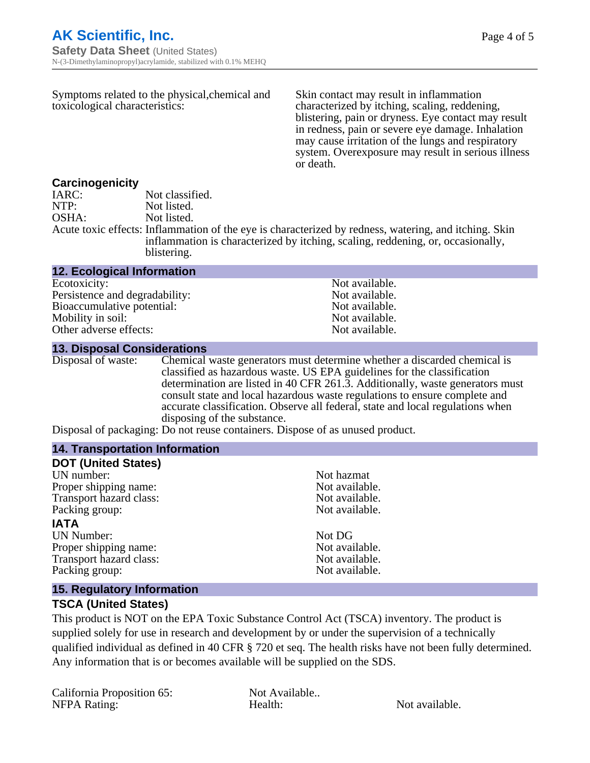Symptoms related to the physical,chemical and toxicological characteristics: Skin contact may result in inflammation characterized by itching, scaling, reddening, blistering, pain or dryness. Eye contact may result in redness, pain or severe eye damage. Inhalation may cause irritation of the lungs and respiratory system. Overexposure may result in serious illness or death.

### Carcinogenicity

IARC: Not classified.
NTP: Not listed.
OSHA: Not listed.
Acute toxic effects: Inflammation of the eye is characterized by redness, watering, and itching. Skin inflammation is characterized by itching, scaling, reddening, or, occasionally, blistering.

## 12. Ecological Information

| | |
|---|---|
| Ecotoxicity: | Not available. |
| Persistence and degradability: | Not available. |
| Bioaccumulative potential: | Not available. |
| Mobility in soil: | Not available. |
| Other adverse effects: | Not available. |

## 13. Disposal Considerations

Disposal of waste: Chemical waste generators must determine whether a discarded chemical is classified as hazardous waste. US EPA guidelines for the classification determination are listed in 40 CFR 261.3. Additionally, waste generators must consult state and local hazardous waste regulations to ensure complete and accurate classification. Observe all federal, state and local regulations when disposing of the substance.

Disposal of packaging: Do not reuse containers. Dispose of as unused product.

## 14. Transportation Information

### DOT (United States)

| | |
|---|---|
| UN number: | Not hazmat |
| Proper shipping name: | Not available. |
| Transport hazard class: | Not available. |
| Packing group: | Not available. |

### IATA

| | |
|---|---|
| UN Number: | Not DG |
| Proper shipping name: | Not available. |
| Transport hazard class: | Not available. |
| Packing group: | Not available. |

## 15. Regulatory Information

### TSCA (United States)

This product is NOT on the EPA Toxic Substance Control Act (TSCA) inventory. The product is supplied solely for use in research and development by or under the supervision of a technically qualified individual as defined in 40 CFR § 720 et seq. The health risks have not been fully determined. Any information that is or becomes available will be supplied on the SDS.

California Proposition 65: Not Available..
NFPA Rating: Health: Not available.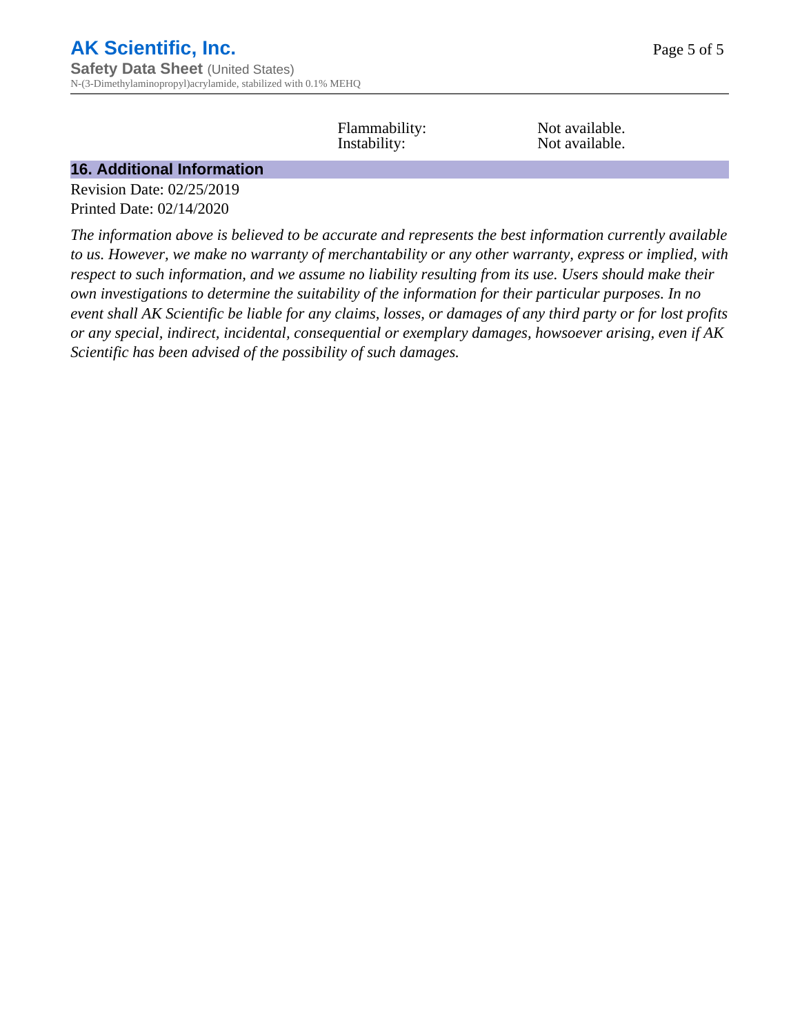| | |
|---|---|
| Flammability: | Not available. |
| Instability: | Not available. |

## 16. Additional Information

Revision Date: 02/25/2019
Printed Date: 02/14/2020

*The information above is believed to be accurate and represents the best information currently available to us. However, we make no warranty of merchantability or any other warranty, express or implied, with respect to such information, and we assume no liability resulting from its use. Users should make their own investigations to determine the suitability of the information for their particular purposes. In no event shall AK Scientific be liable for any claims, losses, or damages of any third party or for lost profits or any special, indirect, incidental, consequential or exemplary damages, howsoever arising, even if AK Scientific has been advised of the possibility of such damages.*